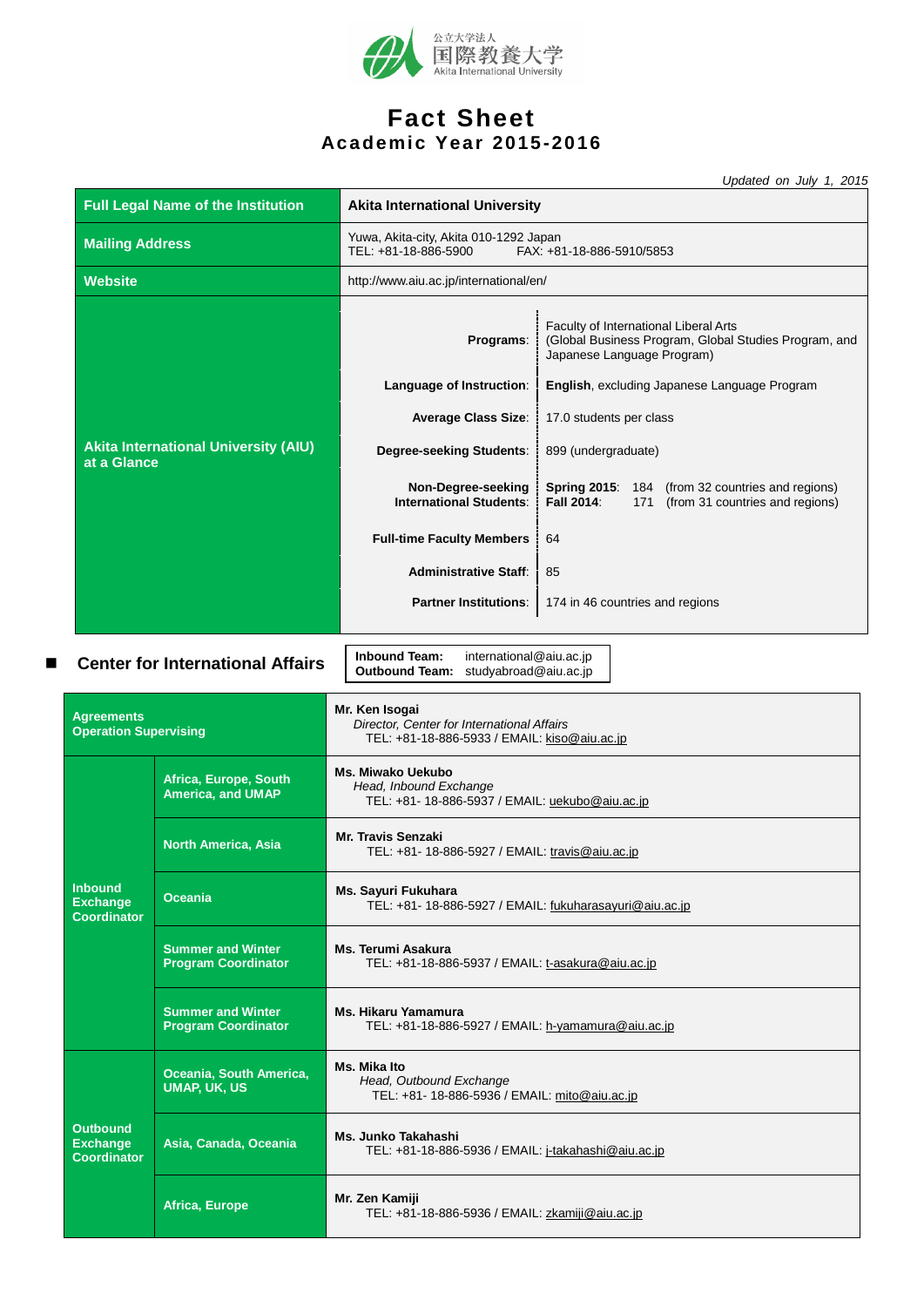公立大学法人
国際教養大学
Akita International University

# Fact Sheet
## Academic Year 2015-2016

*Updated on July 1, 2015*

| | |
|---|---|
| **Full Legal Name of the Institution** | **Akita International University** |
| **Mailing Address** | Yuwa, Akita-city, Akita 010-1292 Japan<br>TEL: +81-18-886-5900 FAX: +81-18-886-5910/5853 |
| **Website** | http://www.aiu.ac.jp/international/en/ |
| **Akita International University (AIU) at a Glance** | **Programs**: Faculty of International Liberal Arts (Global Business Program, Global Studies Program, and Japanese Language Program)<br>**Language of Instruction**: **English**, excluding Japanese Language Program<br>**Average Class Size**: 17.0 students per class<br>**Degree-seeking Students**: 899 (undergraduate)<br>**Non-Degree-seeking International Students**: **Spring 2015**: 184 (from 32 countries and regions); **Fall 2014**: 171 (from 31 countries and regions)<br>**Full-time Faculty Members**: 64<br>**Administrative Staff**: 85<br>**Partner Institutions**: 174 in 46 countries and regions |

## Center for International Affairs

**Inbound Team:** international@aiu.ac.jp
**Outbound Team:** studyabroad@aiu.ac.jp

| | | |
|---|---|---|
| **Agreements Operation Supervising** | | **Mr. Ken Isogai**<br>*Director, Center for International Affairs*<br>TEL: +81-18-886-5933 / EMAIL: kiso@aiu.ac.jp |
| **Inbound Exchange Coordinator** | **Africa, Europe, South America, and UMAP** | **Ms. Miwako Uekubo**<br>*Head, Inbound Exchange*<br>TEL: +81- 18-886-5937 / EMAIL: uekubo@aiu.ac.jp |
| | **North America, Asia** | **Mr. Travis Senzaki**<br>TEL: +81- 18-886-5927 / EMAIL: travis@aiu.ac.jp |
| | **Oceania** | **Ms. Sayuri Fukuhara**<br>TEL: +81- 18-886-5927 / EMAIL: fukuharasayuri@aiu.ac.jp |
| | **Summer and Winter Program Coordinator** | **Ms. Terumi Asakura**<br>TEL: +81-18-886-5937 / EMAIL: t-asakura@aiu.ac.jp |
| | **Summer and Winter Program Coordinator** | **Ms. Hikaru Yamamura**<br>TEL: +81-18-886-5927 / EMAIL: h-yamamura@aiu.ac.jp |
| **Outbound Exchange Coordinator** | **Oceania, South America, UMAP, UK, US** | **Ms. Mika Ito**<br>*Head, Outbound Exchange*<br>TEL: +81- 18-886-5936 / EMAIL: mito@aiu.ac.jp |
| | **Asia, Canada, Oceania** | **Ms. Junko Takahashi**<br>TEL: +81-18-886-5936 / EMAIL: j-takahashi@aiu.ac.jp |
| | **Africa, Europe** | **Mr. Zen Kamiji**<br>TEL: +81-18-886-5936 / EMAIL: zkamiji@aiu.ac.jp |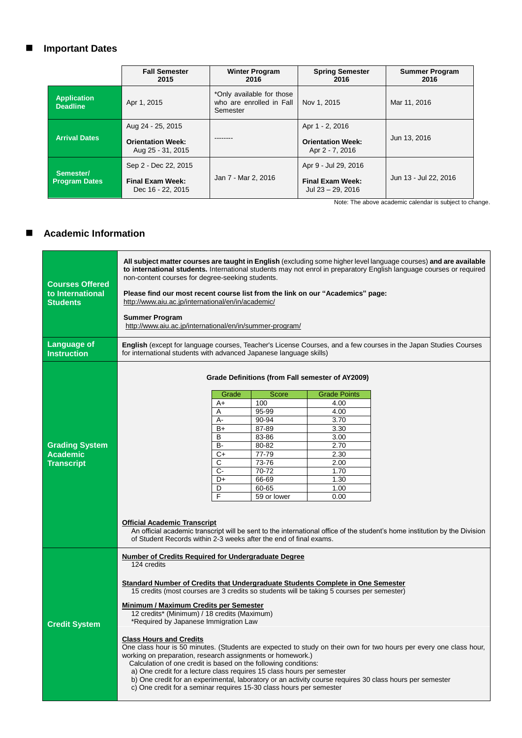## Important Dates

| | Fall Semester 2015 | Winter Program 2016 | Spring Semester 2016 | Summer Program 2016 |
|---|---|---|---|---|
| **Application Deadline** | Apr 1, 2015 | *Only available for those who are enrolled in Fall Semester | Nov 1, 2015 | Mar 11, 2016 |
| **Arrival Dates** | Aug 24 - 25, 2015<br>**Orientation Week:** Aug 25 - 31, 2015 | -------- | Apr 1 - 2, 2016<br>**Orientation Week:** Apr 2 - 7, 2016 | Jun 13, 2016 |
| **Semester/ Program Dates** | Sep 2 - Dec 22, 2015<br>**Final Exam Week:** Dec 16 - 22, 2015 | Jan 7 - Mar 2, 2016 | Apr 9 - Jul 29, 2016<br>**Final Exam Week:** Jul 23 – 29, 2016 | Jun 13 - Jul 22, 2016 |

Note: The above academic calendar is subject to change.

## Academic Information

### Courses Offered to International Students

**All subject matter courses are taught in English** (excluding some higher level language courses) **and are available to international students.** International students may not enrol in preparatory English language courses or required non-content courses for degree-seeking students.

**Please find our most recent course list from the link on our "Academics" page:**
http://www.aiu.ac.jp/international/en/in/academic/

**Summer Program**
http://www.aiu.ac.jp/international/en/in/summer-program/

### Language of Instruction

**English** (except for language courses, Teacher's License Courses, and a few courses in the Japan Studies Courses for international students with advanced Japanese language skills)

### Grading System Academic Transcript

**Grade Definitions (from Fall semester of AY2009)**

| Grade | Score | Grade Points |
|---|---|---|
| A+ | 100 | 4.00 |
| A | 95-99 | 4.00 |
| A- | 90-94 | 3.70 |
| B+ | 87-89 | 3.30 |
| B | 83-86 | 3.00 |
| B- | 80-82 | 2.70 |
| C+ | 77-79 | 2.30 |
| C | 73-76 | 2.00 |
| C- | 70-72 | 1.70 |
| D+ | 66-69 | 1.30 |
| D | 60-65 | 1.00 |
| F | 59 or lower | 0.00 |

**Official Academic Transcript**

An official academic transcript will be sent to the international office of the student's home institution by the Division of Student Records within 2-3 weeks after the end of final exams.

### Credit System

**Number of Credits Required for Undergraduate Degree**

124 credits

**Standard Number of Credits that Undergraduate Students Complete in One Semester**

15 credits (most courses are 3 credits so students will be taking 5 courses per semester)

**Minimum / Maximum Credits per Semester**

12 credits* (Minimum) / 18 credits (Maximum)
*Required by Japanese Immigration Law

**Class Hours and Credits**

One class hour is 50 minutes. (Students are expected to study on their own for two hours per every one class hour, working on preparation, research assignments or homework.)
Calculation of one credit is based on the following conditions:

a) One credit for a lecture class requires 15 class hours per semester
b) One credit for an experimental, laboratory or an activity course requires 30 class hours per semester
c) One credit for a seminar requires 15-30 class hours per semester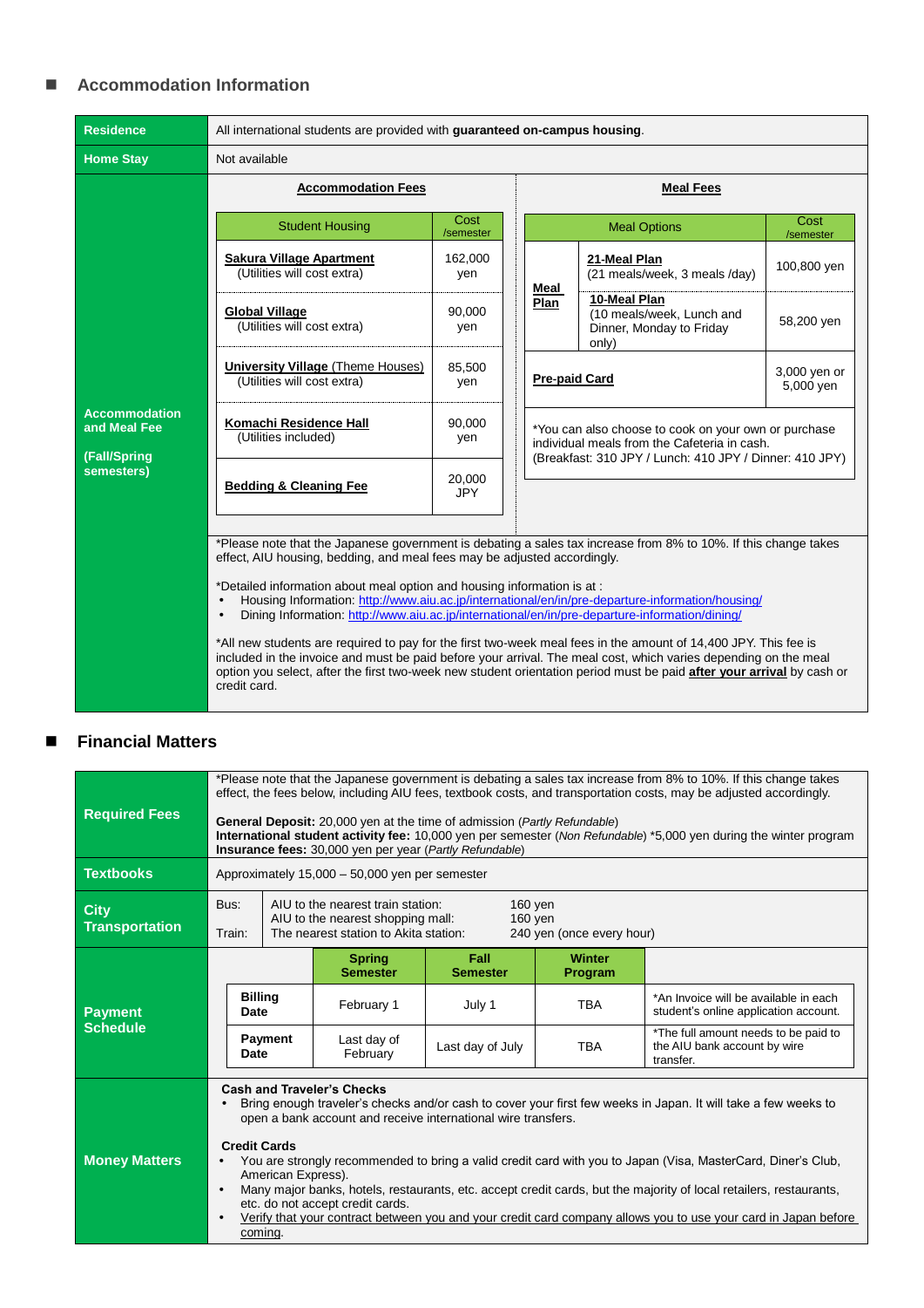## Accommodation Information

| | |
|---|---|
| **Residence** | All international students are provided with **guaranteed on-campus housing**. |
| **Home Stay** | Not available |

**Accommodation and Meal Fee (Fall/Spring semesters)**

**Accommodation Fees**

| Student Housing | Cost /semester |
|---|---|
| **Sakura Village Apartment** (Utilities will cost extra) | 162,000 yen |
| **Global Village** (Utilities will cost extra) | 90,000 yen |
| **University Village** (Theme Houses) (Utilities will cost extra) | 85,500 yen |
| **Komachi Residence Hall** (Utilities included) | 90,000 yen |
| **Bedding & Cleaning Fee** | 20,000 JPY |

**Meal Fees**

| Meal Options | | Cost /semester |
|---|---|---|
| **Meal Plan** | **21-Meal Plan** (21 meals/week, 3 meals /day) | 100,800 yen |
| | **10-Meal Plan** (10 meals/week, Lunch and Dinner, Monday to Friday only) | 58,200 yen |
| **Pre-paid Card** | | 3,000 yen or 5,000 yen |

*You can also choose to cook on your own or purchase individual meals from the Cafeteria in cash.
(Breakfast: 310 JPY / Lunch: 410 JPY / Dinner: 410 JPY)

*Please note that the Japanese government is debating a sales tax increase from 8% to 10%. If this change takes effect, AIU housing, bedding, and meal fees may be adjusted accordingly.

*Detailed information about meal option and housing information is at :

- Housing Information: http://www.aiu.ac.jp/international/en/in/pre-departure-information/housing/
- Dining Information: http://www.aiu.ac.jp/international/en/in/pre-departure-information/dining/

*All new students are required to pay for the first two-week meal fees in the amount of 14,400 JPY. This fee is included in the invoice and must be paid before your arrival. The meal cost, which varies depending on the meal option you select, after the first two-week new student orientation period must be paid **after your arrival** by cash or credit card.

## Financial Matters

**Required Fees**

*Please note that the Japanese government is debating a sales tax increase from 8% to 10%. If this change takes effect, the fees below, including AIU fees, textbook costs, and transportation costs, may be adjusted accordingly.

**General Deposit:** 20,000 yen at the time of admission (*Partly Refundable*)
**International student activity fee:** 10,000 yen per semester (*Non Refundable*) *5,000 yen during the winter program
**Insurance fees:** 30,000 yen per year (*Partly Refundable*)

**Textbooks**

Approximately 15,000 – 50,000 yen per semester

**City Transportation**

| | | |
|---|---|---|
| Bus: | AIU to the nearest train station: | 160 yen |
| | AIU to the nearest shopping mall: | 160 yen |
| Train: | The nearest station to Akita station: | 240 yen (once every hour) |

**Payment Schedule**

| | Spring Semester | Fall Semester | Winter Program | |
|---|---|---|---|---|
| **Billing Date** | February 1 | July 1 | TBA | *An Invoice will be available in each student's online application account. |
| **Payment Date** | Last day of February | Last day of July | TBA | *The full amount needs to be paid to the AIU bank account by wire transfer. |

**Money Matters**

**Cash and Traveler's Checks**

- Bring enough traveler's checks and/or cash to cover your first few weeks in Japan. It will take a few weeks to open a bank account and receive international wire transfers.

**Credit Cards**

- You are strongly recommended to bring a valid credit card with you to Japan (Visa, MasterCard, Diner's Club, American Express).
- Many major banks, hotels, restaurants, etc. accept credit cards, but the majority of local retailers, restaurants, etc. do not accept credit cards.
- Verify that your contract between you and your credit card company allows you to use your card in Japan before coming.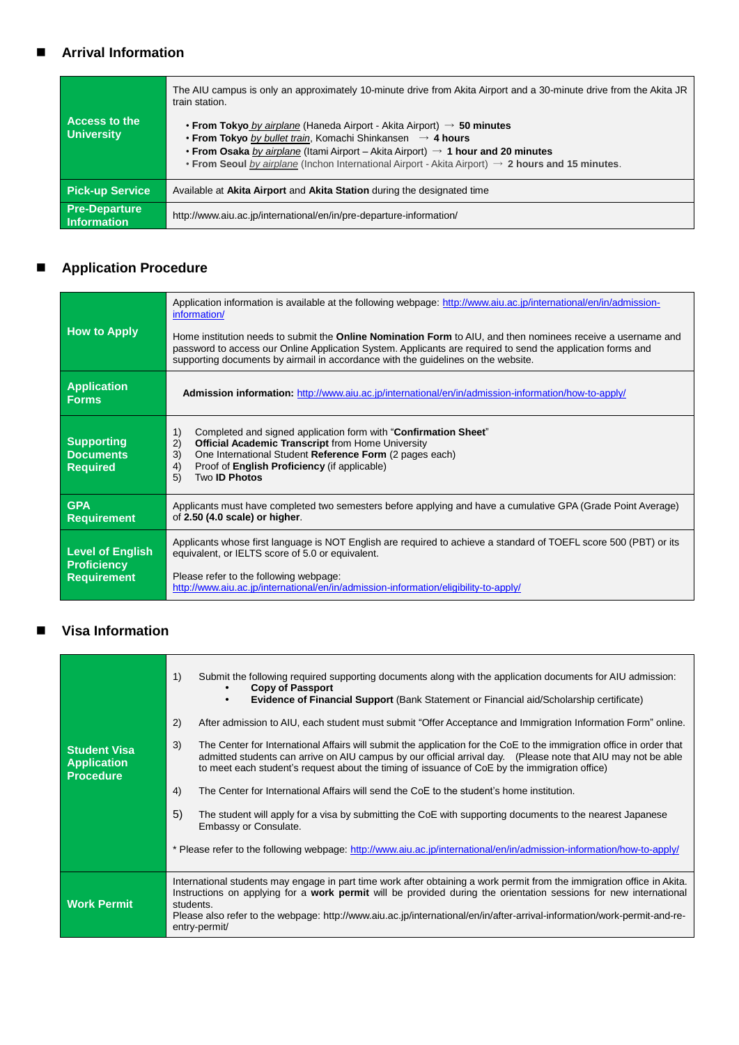## Arrival Information

| | |
|---|---|
| **Access to the University** | The AIU campus is only an approximately 10-minute drive from Akita Airport and a 30-minute drive from the Akita JR train station.<br><br>• **From Tokyo** *by airplane* (Haneda Airport - Akita Airport) → **50 minutes**<br>• **From Tokyo** *by bullet train*, Komachi Shinkansen → **4 hours**<br>• **From Osaka** *by airplane* (Itami Airport – Akita Airport) → **1 hour and 20 minutes**<br>• **From Seoul** *by airplane* (Inchon International Airport - Akita Airport) → **2 hours and 15 minutes**. |
| **Pick-up Service** | Available at **Akita Airport** and **Akita Station** during the designated time |
| **Pre-Departure Information** | http://www.aiu.ac.jp/international/en/in/pre-departure-information/ |

## Application Procedure

| | |
|---|---|
| **How to Apply** | Application information is available at the following webpage: http://www.aiu.ac.jp/international/en/in/admission-information/<br><br>Home institution needs to submit the **Online Nomination Form** to AIU, and then nominees receive a username and password to access our Online Application System. Applicants are required to send the application forms and supporting documents by airmail in accordance with the guidelines on the website. |
| **Application Forms** | **Admission information:** http://www.aiu.ac.jp/international/en/in/admission-information/how-to-apply/ |
| **Supporting Documents Required** | 1) Completed and signed application form with "**Confirmation Sheet**"<br>2) **Official Academic Transcript** from Home University<br>3) One International Student **Reference Form** (2 pages each)<br>4) Proof of **English Proficiency** (if applicable)<br>5) Two **ID Photos** |
| **GPA Requirement** | Applicants must have completed two semesters before applying and have a cumulative GPA (Grade Point Average) of **2.50 (4.0 scale) or higher**. |
| **Level of English Proficiency Requirement** | Applicants whose first language is NOT English are required to achieve a standard of TOEFL score 500 (PBT) or its equivalent, or IELTS score of 5.0 or equivalent.<br><br>Please refer to the following webpage:<br>http://www.aiu.ac.jp/international/en/in/admission-information/eligibility-to-apply/ |

## Visa Information

| | |
|---|---|
| **Student Visa Application Procedure** | 1) Submit the following required supporting documents along with the application documents for AIU admission:<br>• **Copy of Passport**<br>• **Evidence of Financial Support** (Bank Statement or Financial aid/Scholarship certificate)<br><br>2) After admission to AIU, each student must submit "Offer Acceptance and Immigration Information Form" online.<br><br>3) The Center for International Affairs will submit the application for the CoE to the immigration office in order that admitted students can arrive on AIU campus by our official arrival day. (Please note that AIU may not be able to meet each student's request about the timing of issuance of CoE by the immigration office)<br><br>4) The Center for International Affairs will send the CoE to the student's home institution.<br><br>5) The student will apply for a visa by submitting the CoE with supporting documents to the nearest Japanese Embassy or Consulate.<br><br>* Please refer to the following webpage: http://www.aiu.ac.jp/international/en/in/admission-information/how-to-apply/ |
| **Work Permit** | International students may engage in part time work after obtaining a work permit from the immigration office in Akita. Instructions on applying for a **work permit** will be provided during the orientation sessions for new international students.<br>Please also refer to the webpage: http://www.aiu.ac.jp/international/en/in/after-arrival-information/work-permit-and-re-entry-permit/ |